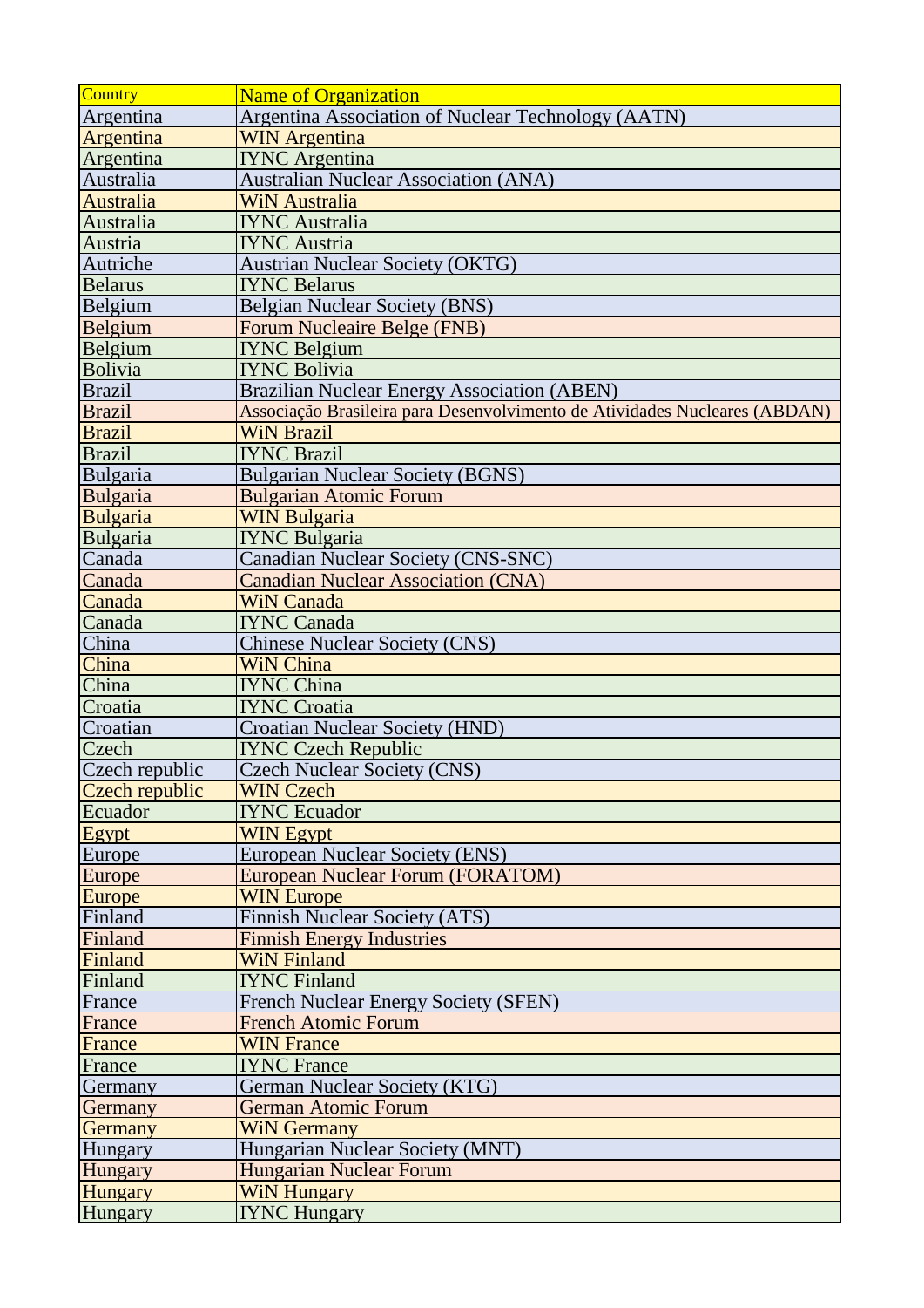| Country | Name of Organization |
|---|---|
| Argentina | Argentina Association of Nuclear Technology (AATN) |
| Argentina | WIN Argentina |
| Argentina | IYNC Argentina |
| Australia | Australian Nuclear Association (ANA) |
| Australia | WiN Australia |
| Australia | IYNC Australia |
| Austria | IYNC Austria |
| Autriche | Austrian Nuclear Society (OKTG) |
| Belarus | IYNC Belarus |
| Belgium | Belgian Nuclear Society (BNS) |
| Belgium | Forum Nucleaire Belge (FNB) |
| Belgium | IYNC Belgium |
| Bolivia | IYNC Bolivia |
| Brazil | Brazilian Nuclear Energy Association (ABEN) |
| Brazil | Associação Brasileira para Desenvolvimento de Atividades Nucleares (ABDAN) |
| Brazil | WiN Brazil |
| Brazil | IYNC Brazil |
| Bulgaria | Bulgarian Nuclear Society (BGNS) |
| Bulgaria | Bulgarian Atomic Forum |
| Bulgaria | WIN Bulgaria |
| Bulgaria | IYNC Bulgaria |
| Canada | Canadian Nuclear Society (CNS-SNC) |
| Canada | Canadian Nuclear Association (CNA) |
| Canada | WiN Canada |
| Canada | IYNC Canada |
| China | Chinese Nuclear Society (CNS) |
| China | WiN China |
| China | IYNC China |
| Croatia | IYNC Croatia |
| Croatian | Croatian Nuclear Society (HND) |
| Czech | IYNC Czech Republic |
| Czech republic | Czech Nuclear Society (CNS) |
| Czech republic | WIN Czech |
| Ecuador | IYNC Ecuador |
| Egypt | WIN Egypt |
| Europe | European Nuclear Society (ENS) |
| Europe | European Nuclear Forum (FORATOM) |
| Europe | WIN Europe |
| Finland | Finnish Nuclear Society (ATS) |
| Finland | Finnish Energy Industries |
| Finland | WiN Finland |
| Finland | IYNC Finland |
| France | French Nuclear Energy Society (SFEN) |
| France | French Atomic Forum |
| France | WIN France |
| France | IYNC France |
| Germany | German Nuclear Society (KTG) |
| Germany | German Atomic Forum |
| Germany | WiN Germany |
| Hungary | Hungarian Nuclear Society (MNT) |
| Hungary | Hungarian Nuclear Forum |
| Hungary | WiN Hungary |
| Hungary | IYNC Hungary |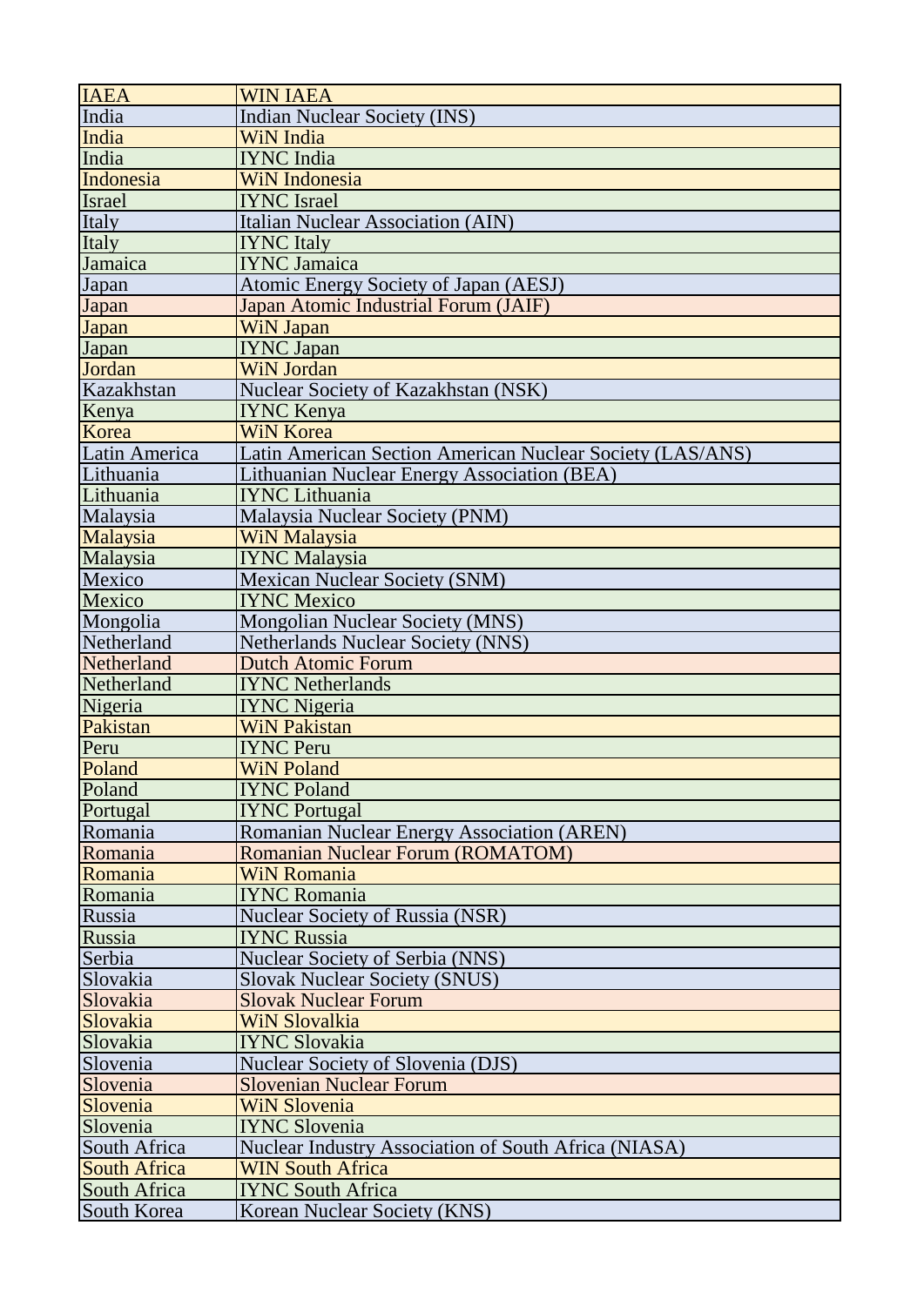| IAEA | WIN IAEA |
|---|---|
| India | Indian Nuclear Society (INS) |
| India | WiN India |
| India | IYNC India |
| Indonesia | WiN Indonesia |
| Israel | IYNC Israel |
| Italy | Italian Nuclear Association (AIN) |
| Italy | IYNC Italy |
| Jamaica | IYNC Jamaica |
| Japan | Atomic Energy Society of Japan (AESJ) |
| Japan | Japan Atomic Industrial Forum (JAIF) |
| Japan | WiN Japan |
| Japan | IYNC Japan |
| Jordan | WiN Jordan |
| Kazakhstan | Nuclear Society of Kazakhstan (NSK) |
| Kenya | IYNC Kenya |
| Korea | WiN Korea |
| Latin America | Latin American Section American Nuclear Society (LAS/ANS) |
| Lithuania | Lithuanian Nuclear Energy Association (BEA) |
| Lithuania | IYNC Lithuania |
| Malaysia | Malaysia Nuclear Society (PNM) |
| Malaysia | WiN Malaysia |
| Malaysia | IYNC Malaysia |
| Mexico | Mexican Nuclear Society (SNM) |
| Mexico | IYNC Mexico |
| Mongolia | Mongolian Nuclear Society (MNS) |
| Netherland | Netherlands Nuclear Society (NNS) |
| Netherland | Dutch Atomic Forum |
| Netherland | IYNC Netherlands |
| Nigeria | IYNC Nigeria |
| Pakistan | WiN Pakistan |
| Peru | IYNC Peru |
| Poland | WiN Poland |
| Poland | IYNC Poland |
| Portugal | IYNC Portugal |
| Romania | Romanian Nuclear Energy Association (AREN) |
| Romania | Romanian Nuclear Forum (ROMATOM) |
| Romania | WiN Romania |
| Romania | IYNC Romania |
| Russia | Nuclear Society of Russia (NSR) |
| Russia | IYNC Russia |
| Serbia | Nuclear Society of Serbia (NNS) |
| Slovakia | Slovak Nuclear Society (SNUS) |
| Slovakia | Slovak Nuclear Forum |
| Slovakia | WiN Slovalkia |
| Slovakia | IYNC Slovakia |
| Slovenia | Nuclear Society of Slovenia (DJS) |
| Slovenia | Slovenian Nuclear Forum |
| Slovenia | WiN Slovenia |
| Slovenia | IYNC Slovenia |
| South Africa | Nuclear Industry Association of South Africa (NIASA) |
| South Africa | WIN South Africa |
| South Africa | IYNC South Africa |
| South Korea | Korean Nuclear Society (KNS) |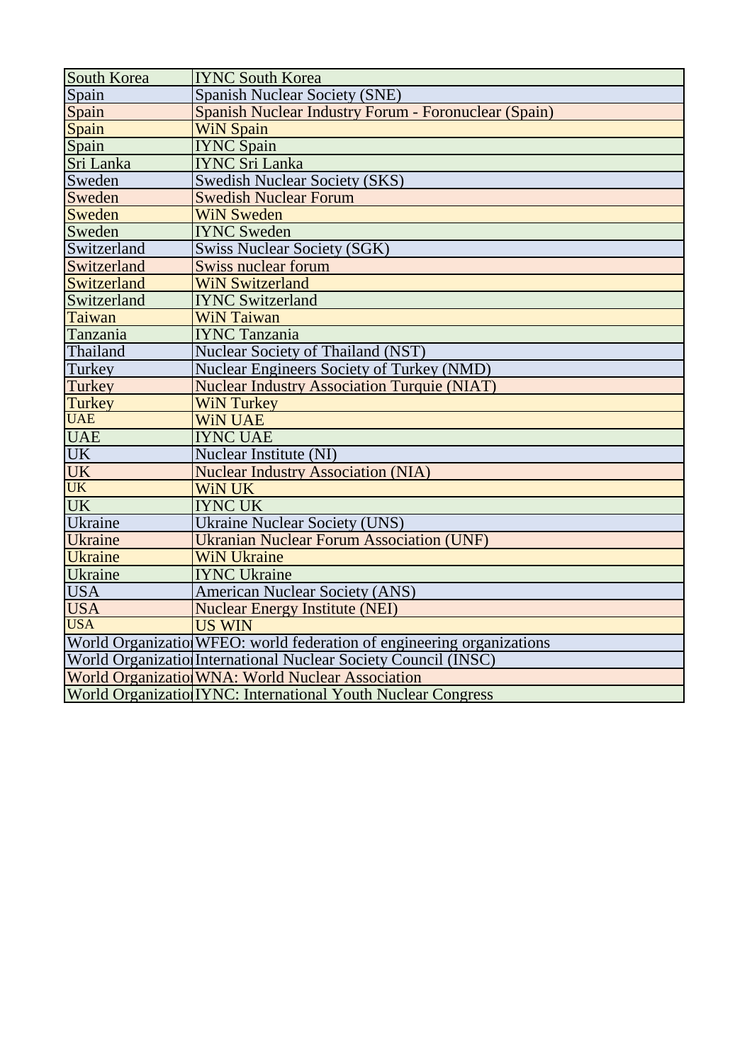| | |
|---|---|
| South Korea | IYNC South Korea |
| Spain | Spanish Nuclear Society (SNE) |
| Spain | Spanish Nuclear Industry Forum - Foronuclear (Spain) |
| Spain | WiN Spain |
| Spain | IYNC Spain |
| Sri Lanka | IYNC Sri Lanka |
| Sweden | Swedish Nuclear Society (SKS) |
| Sweden | Swedish Nuclear Forum |
| Sweden | WiN Sweden |
| Sweden | IYNC Sweden |
| Switzerland | Swiss Nuclear Society (SGK) |
| Switzerland | Swiss nuclear forum |
| Switzerland | WiN Switzerland |
| Switzerland | IYNC Switzerland |
| Taiwan | WiN Taiwan |
| Tanzania | IYNC Tanzania |
| Thailand | Nuclear Society of Thailand (NST) |
| Turkey | Nuclear Engineers Society of Turkey (NMD) |
| Turkey | Nuclear Industry Association Turquie (NIAT) |
| Turkey | WiN Turkey |
| UAE | WiN UAE |
| UAE | IYNC UAE |
| UK | Nuclear Institute (NI) |
| UK | Nuclear Industry Association (NIA) |
| UK | WiN UK |
| UK | IYNC UK |
| Ukraine | Ukraine Nuclear Society (UNS) |
| Ukraine | Ukranian Nuclear Forum Association (UNF) |
| Ukraine | WiN Ukraine |
| Ukraine | IYNC Ukraine |
| USA | American Nuclear Society (ANS) |
| USA | Nuclear Energy Institute (NEI) |
| USA | US WIN |
| World Organizatio | WFEO: world federation of engineering organizations |
| World Organizatio | International Nuclear Society Council (INSC) |
| World Organizatio | WNA: World Nuclear Association |
| World Organizatio | IYNC: International Youth Nuclear Congress |